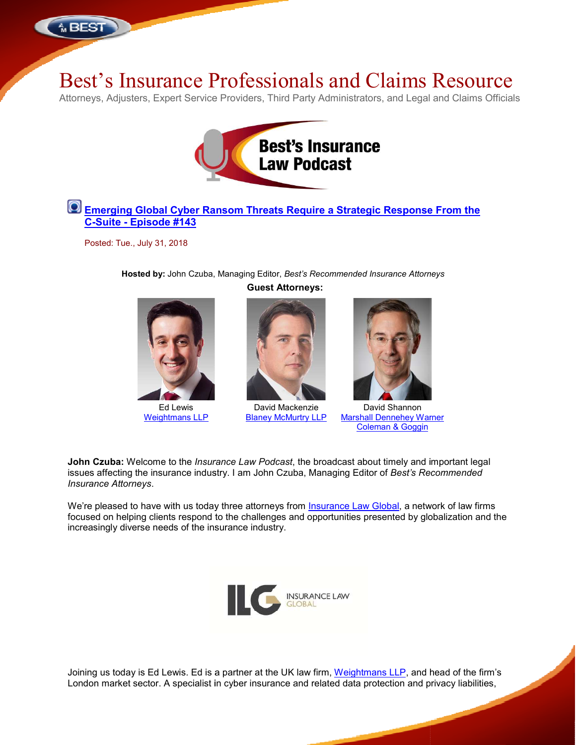# Best's Insurance Professionals and Claims Resource

Attorneys, Adjusters, Expert Service Providers, Third Party Administrators, and Legal and Claims Officials

**Best's Insurance Law Podcast**

## Emerging Global Cyber Ransom Threats Require a Strategic Response From the C-Suite - Episode #143

Posted: Tue., July 31, 2018

**Hosted by:** John Czuba, Managing Editor, *Best's Recommended Insurance Attorneys*

**Guest Attorneys:**

| Ed Lewis | David Mackenzie | David Shannon |
|---|---|---|
| Weightmans LLP | Blaney McMurtry LLP | Marshall Dennehey Warner Coleman & Goggin |

**John Czuba:** Welcome to the *Insurance Law Podcast*, the broadcast about timely and important legal issues affecting the insurance industry. I am John Czuba, Managing Editor of *Best's Recommended Insurance Attorneys*.

We're pleased to have with us today three attorneys from Insurance Law Global, a network of law firms focused on helping clients respond to the challenges and opportunities presented by globalization and the increasingly diverse needs of the insurance industry.

ILG INSURANCE LAW GLOBAL

Joining us today is Ed Lewis. Ed is a partner at the UK law firm, Weightmans LLP, and head of the firm's London market sector. A specialist in cyber insurance and related data protection and privacy liabilities,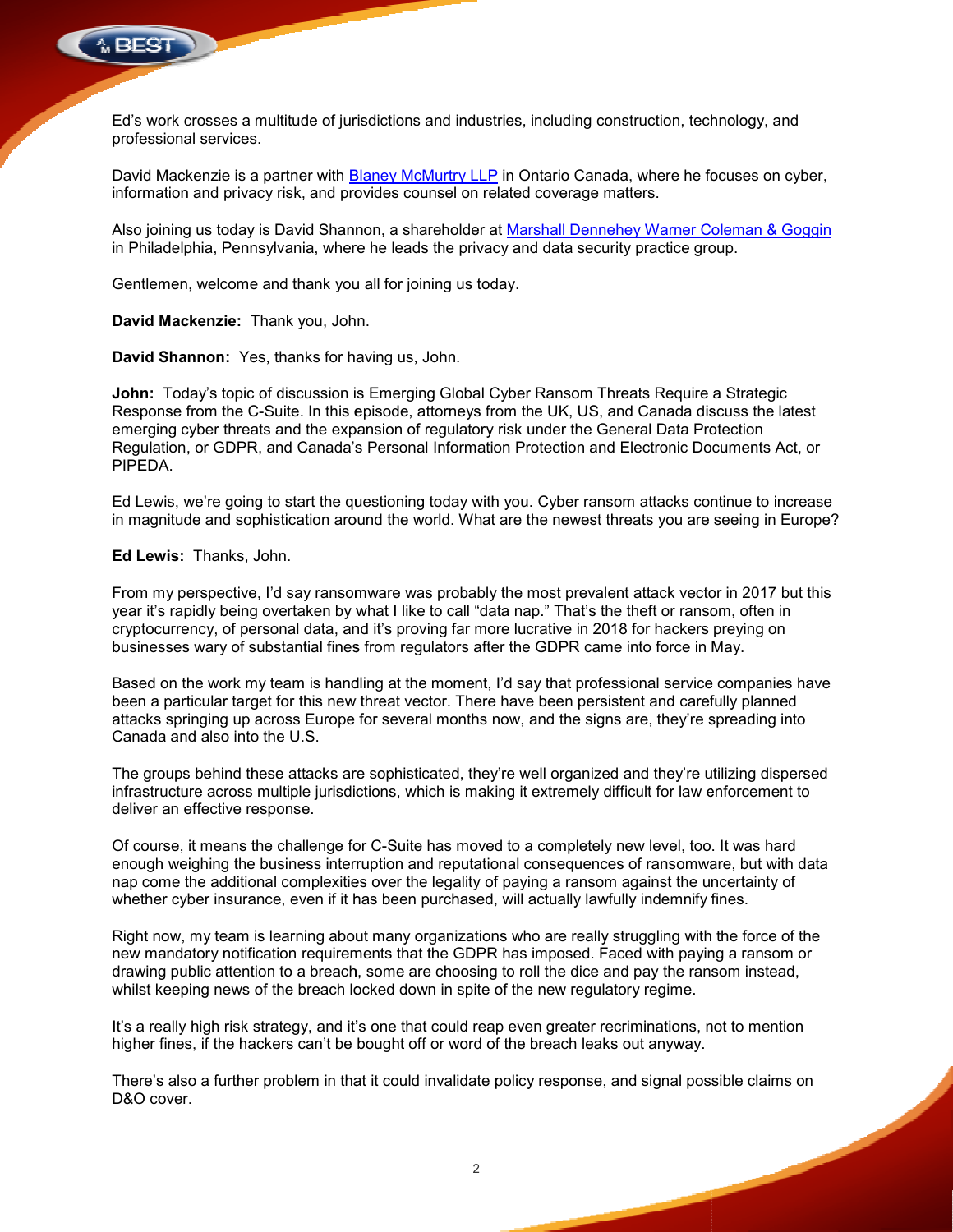Ed's work crosses a multitude of jurisdictions and industries, including construction, technology, and professional services.

David Mackenzie is a partner with [Blaney McMurtry LLP](#) in Ontario Canada, where he focuses on cyber, information and privacy risk, and provides counsel on related coverage matters.

Also joining us today is David Shannon, a shareholder at [Marshall Dennehey Warner Coleman & Goggin](#) in Philadelphia, Pennsylvania, where he leads the privacy and data security practice group.

Gentlemen, welcome and thank you all for joining us today.

**David Mackenzie:** Thank you, John.

**David Shannon:** Yes, thanks for having us, John.

**John:** Today's topic of discussion is Emerging Global Cyber Ransom Threats Require a Strategic Response from the C-Suite. In this episode, attorneys from the UK, US, and Canada discuss the latest emerging cyber threats and the expansion of regulatory risk under the General Data Protection Regulation, or GDPR, and Canada's Personal Information Protection and Electronic Documents Act, or PIPEDA.

Ed Lewis, we're going to start the questioning today with you. Cyber ransom attacks continue to increase in magnitude and sophistication around the world. What are the newest threats you are seeing in Europe?

**Ed Lewis:** Thanks, John.

From my perspective, I'd say ransomware was probably the most prevalent attack vector in 2017 but this year it's rapidly being overtaken by what I like to call "data nap." That's the theft or ransom, often in cryptocurrency, of personal data, and it's proving far more lucrative in 2018 for hackers preying on businesses wary of substantial fines from regulators after the GDPR came into force in May.

Based on the work my team is handling at the moment, I'd say that professional service companies have been a particular target for this new threat vector. There have been persistent and carefully planned attacks springing up across Europe for several months now, and the signs are, they're spreading into Canada and also into the U.S.

The groups behind these attacks are sophisticated, they're well organized and they're utilizing dispersed infrastructure across multiple jurisdictions, which is making it extremely difficult for law enforcement to deliver an effective response.

Of course, it means the challenge for C-Suite has moved to a completely new level, too. It was hard enough weighing the business interruption and reputational consequences of ransomware, but with data nap come the additional complexities over the legality of paying a ransom against the uncertainty of whether cyber insurance, even if it has been purchased, will actually lawfully indemnify fines.

Right now, my team is learning about many organizations who are really struggling with the force of the new mandatory notification requirements that the GDPR has imposed. Faced with paying a ransom or drawing public attention to a breach, some are choosing to roll the dice and pay the ransom instead, whilst keeping news of the breach locked down in spite of the new regulatory regime.

It's a really high risk strategy, and it's one that could reap even greater recriminations, not to mention higher fines, if the hackers can't be bought off or word of the breach leaks out anyway.

There's also a further problem in that it could invalidate policy response, and signal possible claims on D&O cover.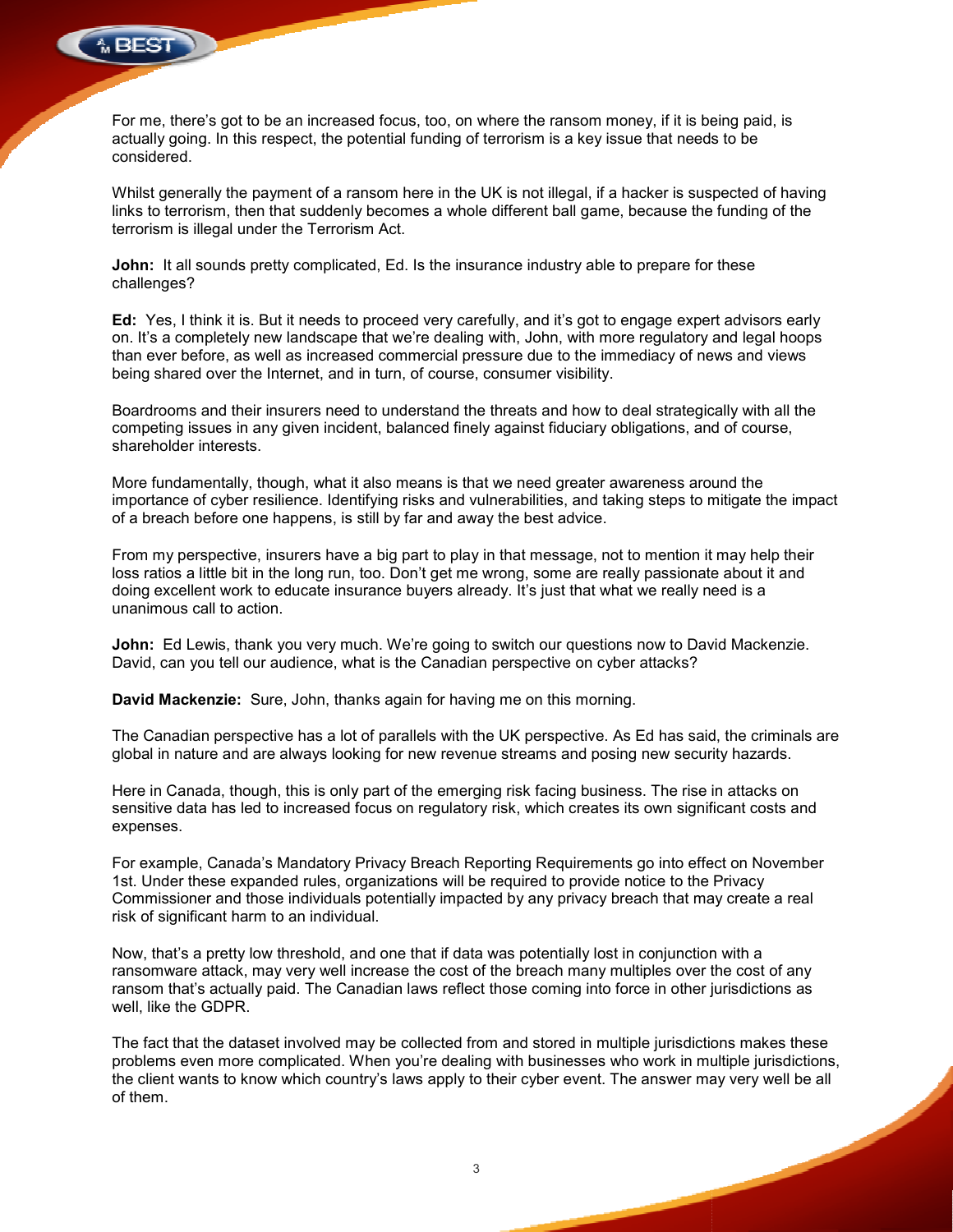For me, there's got to be an increased focus, too, on where the ransom money, if it is being paid, is actually going. In this respect, the potential funding of terrorism is a key issue that needs to be considered.

Whilst generally the payment of a ransom here in the UK is not illegal, if a hacker is suspected of having links to terrorism, then that suddenly becomes a whole different ball game, because the funding of the terrorism is illegal under the Terrorism Act.

**John:** It all sounds pretty complicated, Ed. Is the insurance industry able to prepare for these challenges?

**Ed:** Yes, I think it is. But it needs to proceed very carefully, and it's got to engage expert advisors early on. It's a completely new landscape that we're dealing with, John, with more regulatory and legal hoops than ever before, as well as increased commercial pressure due to the immediacy of news and views being shared over the Internet, and in turn, of course, consumer visibility.

Boardrooms and their insurers need to understand the threats and how to deal strategically with all the competing issues in any given incident, balanced finely against fiduciary obligations, and of course, shareholder interests.

More fundamentally, though, what it also means is that we need greater awareness around the importance of cyber resilience. Identifying risks and vulnerabilities, and taking steps to mitigate the impact of a breach before one happens, is still by far and away the best advice.

From my perspective, insurers have a big part to play in that message, not to mention it may help their loss ratios a little bit in the long run, too. Don't get me wrong, some are really passionate about it and doing excellent work to educate insurance buyers already. It's just that what we really need is a unanimous call to action.

**John:** Ed Lewis, thank you very much. We're going to switch our questions now to David Mackenzie. David, can you tell our audience, what is the Canadian perspective on cyber attacks?

**David Mackenzie:** Sure, John, thanks again for having me on this morning.

The Canadian perspective has a lot of parallels with the UK perspective. As Ed has said, the criminals are global in nature and are always looking for new revenue streams and posing new security hazards.

Here in Canada, though, this is only part of the emerging risk facing business. The rise in attacks on sensitive data has led to increased focus on regulatory risk, which creates its own significant costs and expenses.

For example, Canada's Mandatory Privacy Breach Reporting Requirements go into effect on November 1st. Under these expanded rules, organizations will be required to provide notice to the Privacy Commissioner and those individuals potentially impacted by any privacy breach that may create a real risk of significant harm to an individual.

Now, that's a pretty low threshold, and one that if data was potentially lost in conjunction with a ransomware attack, may very well increase the cost of the breach many multiples over the cost of any ransom that's actually paid. The Canadian laws reflect those coming into force in other jurisdictions as well, like the GDPR.

The fact that the dataset involved may be collected from and stored in multiple jurisdictions makes these problems even more complicated. When you're dealing with businesses who work in multiple jurisdictions, the client wants to know which country's laws apply to their cyber event. The answer may very well be all of them.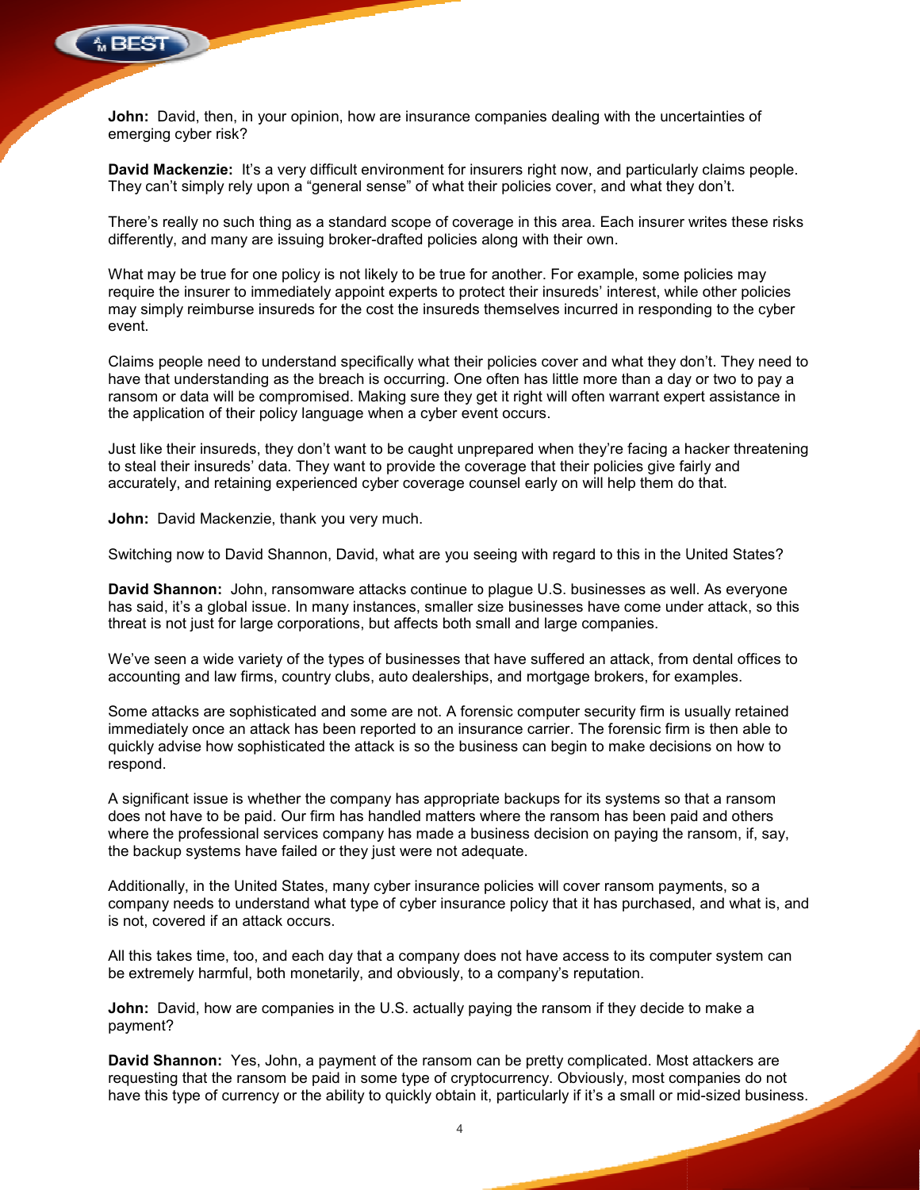**John:** David, then, in your opinion, how are insurance companies dealing with the uncertainties of emerging cyber risk?

**David Mackenzie:** It's a very difficult environment for insurers right now, and particularly claims people. They can't simply rely upon a "general sense" of what their policies cover, and what they don't.

There's really no such thing as a standard scope of coverage in this area. Each insurer writes these risks differently, and many are issuing broker-drafted policies along with their own.

What may be true for one policy is not likely to be true for another. For example, some policies may require the insurer to immediately appoint experts to protect their insureds' interest, while other policies may simply reimburse insureds for the cost the insureds themselves incurred in responding to the cyber event.

Claims people need to understand specifically what their policies cover and what they don't. They need to have that understanding as the breach is occurring. One often has little more than a day or two to pay a ransom or data will be compromised. Making sure they get it right will often warrant expert assistance in the application of their policy language when a cyber event occurs.

Just like their insureds, they don't want to be caught unprepared when they're facing a hacker threatening to steal their insureds' data. They want to provide the coverage that their policies give fairly and accurately, and retaining experienced cyber coverage counsel early on will help them do that.

**John:** David Mackenzie, thank you very much.

Switching now to David Shannon, David, what are you seeing with regard to this in the United States?

**David Shannon:** John, ransomware attacks continue to plague U.S. businesses as well. As everyone has said, it's a global issue. In many instances, smaller size businesses have come under attack, so this threat is not just for large corporations, but affects both small and large companies.

We've seen a wide variety of the types of businesses that have suffered an attack, from dental offices to accounting and law firms, country clubs, auto dealerships, and mortgage brokers, for examples.

Some attacks are sophisticated and some are not. A forensic computer security firm is usually retained immediately once an attack has been reported to an insurance carrier. The forensic firm is then able to quickly advise how sophisticated the attack is so the business can begin to make decisions on how to respond.

A significant issue is whether the company has appropriate backups for its systems so that a ransom does not have to be paid. Our firm has handled matters where the ransom has been paid and others where the professional services company has made a business decision on paying the ransom, if, say, the backup systems have failed or they just were not adequate.

Additionally, in the United States, many cyber insurance policies will cover ransom payments, so a company needs to understand what type of cyber insurance policy that it has purchased, and what is, and is not, covered if an attack occurs.

All this takes time, too, and each day that a company does not have access to its computer system can be extremely harmful, both monetarily, and obviously, to a company's reputation.

**John:** David, how are companies in the U.S. actually paying the ransom if they decide to make a payment?

**David Shannon:** Yes, John, a payment of the ransom can be pretty complicated. Most attackers are requesting that the ransom be paid in some type of cryptocurrency. Obviously, most companies do not have this type of currency or the ability to quickly obtain it, particularly if it's a small or mid-sized business.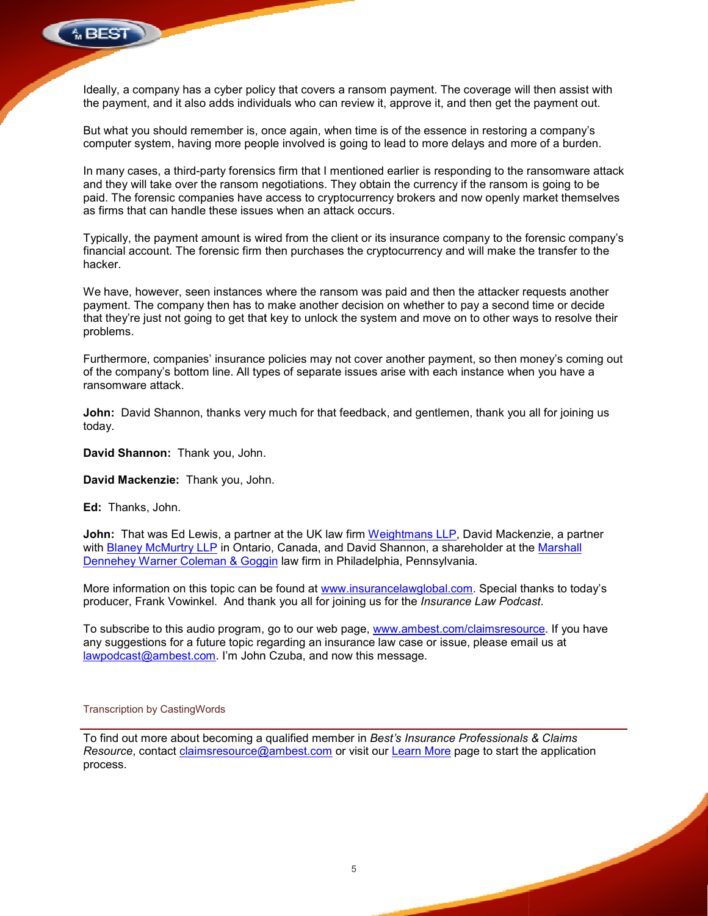Ideally, a company has a cyber policy that covers a ransom payment. The coverage will then assist with the payment, and it also adds individuals who can review it, approve it, and then get the payment out.

But what you should remember is, once again, when time is of the essence in restoring a company's computer system, having more people involved is going to lead to more delays and more of a burden.

In many cases, a third-party forensics firm that I mentioned earlier is responding to the ransomware attack and they will take over the ransom negotiations. They obtain the currency if the ransom is going to be paid. The forensic companies have access to cryptocurrency brokers and now openly market themselves as firms that can handle these issues when an attack occurs.

Typically, the payment amount is wired from the client or its insurance company to the forensic company's financial account. The forensic firm then purchases the cryptocurrency and will make the transfer to the hacker.

We have, however, seen instances where the ransom was paid and then the attacker requests another payment. The company then has to make another decision on whether to pay a second time or decide that they're just not going to get that key to unlock the system and move on to other ways to resolve their problems.

Furthermore, companies' insurance policies may not cover another payment, so then money's coming out of the company's bottom line. All types of separate issues arise with each instance when you have a ransomware attack.

**John:** David Shannon, thanks very much for that feedback, and gentlemen, thank you all for joining us today.

**David Shannon:** Thank you, John.

**David Mackenzie:** Thank you, John.

**Ed:** Thanks, John.

**John:** That was Ed Lewis, a partner at the UK law firm Weightmans LLP, David Mackenzie, a partner with Blaney McMurtry LLP in Ontario, Canada, and David Shannon, a shareholder at the Marshall Dennehey Warner Coleman & Goggin law firm in Philadelphia, Pennsylvania.

More information on this topic can be found at www.insurancelawglobal.com. Special thanks to today's producer, Frank Vowinkel. And thank you all for joining us for the *Insurance Law Podcast*.

To subscribe to this audio program, go to our web page, www.ambest.com/claimsresource. If you have any suggestions for a future topic regarding an insurance law case or issue, please email us at lawpodcast@ambest.com. I'm John Czuba, and now this message.

Transcription by CastingWords

---

To find out more about becoming a qualified member in *Best's Insurance Professionals & Claims Resource*, contact claimsresource@ambest.com or visit our Learn More page to start the application process.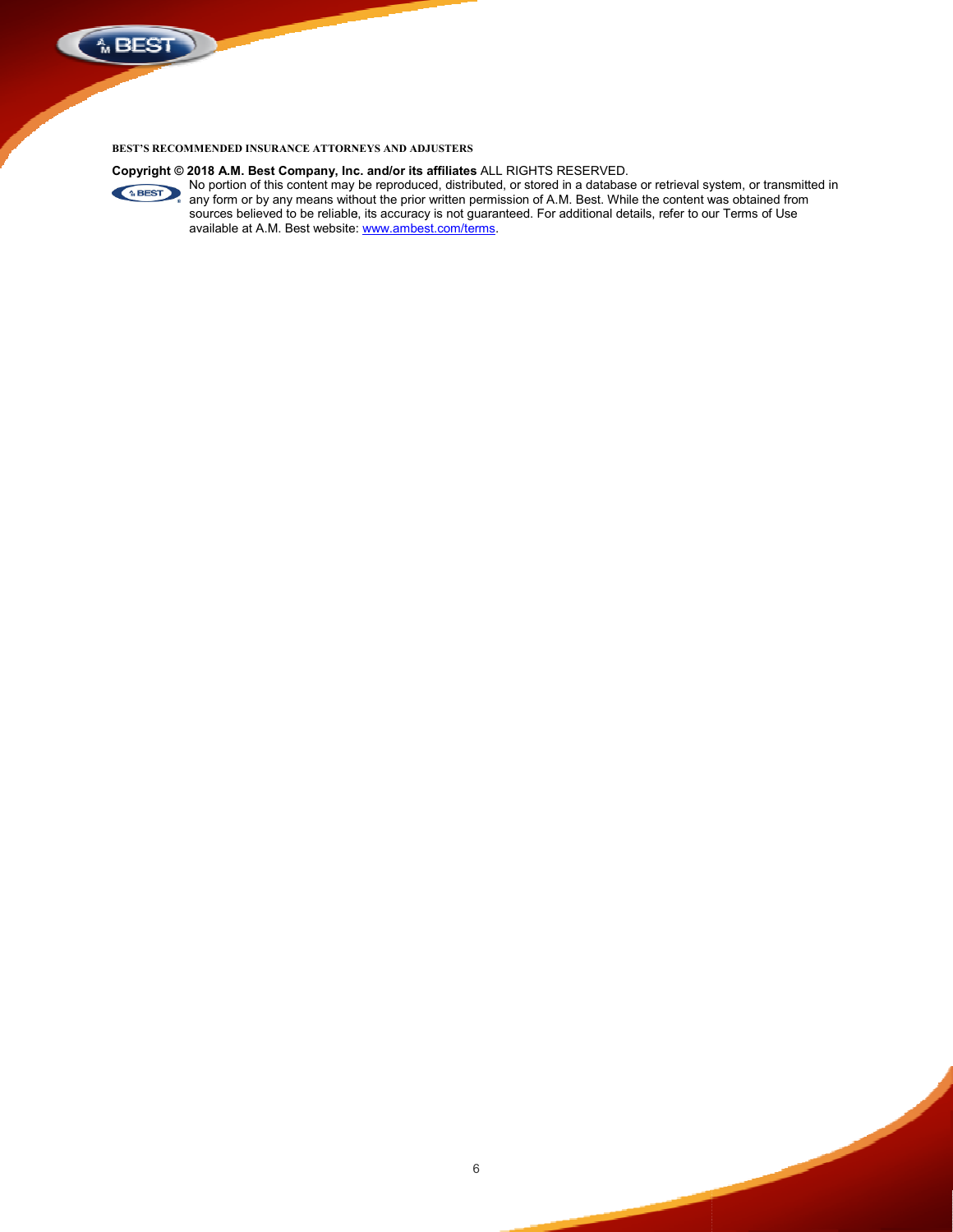BEST'S RECOMMENDED INSURANCE ATTORNEYS AND ADJUSTERS

**Copyright © 2018 A.M. Best Company, Inc. and/or its affiliates** ALL RIGHTS RESERVED.

No portion of this content may be reproduced, distributed, or stored in a database or retrieval system, or transmitted in any form or by any means without the prior written permission of A.M. Best. While the content was obtained from sources believed to be reliable, its accuracy is not guaranteed. For additional details, refer to our Terms of Use available at A.M. Best website: www.ambest.com/terms.